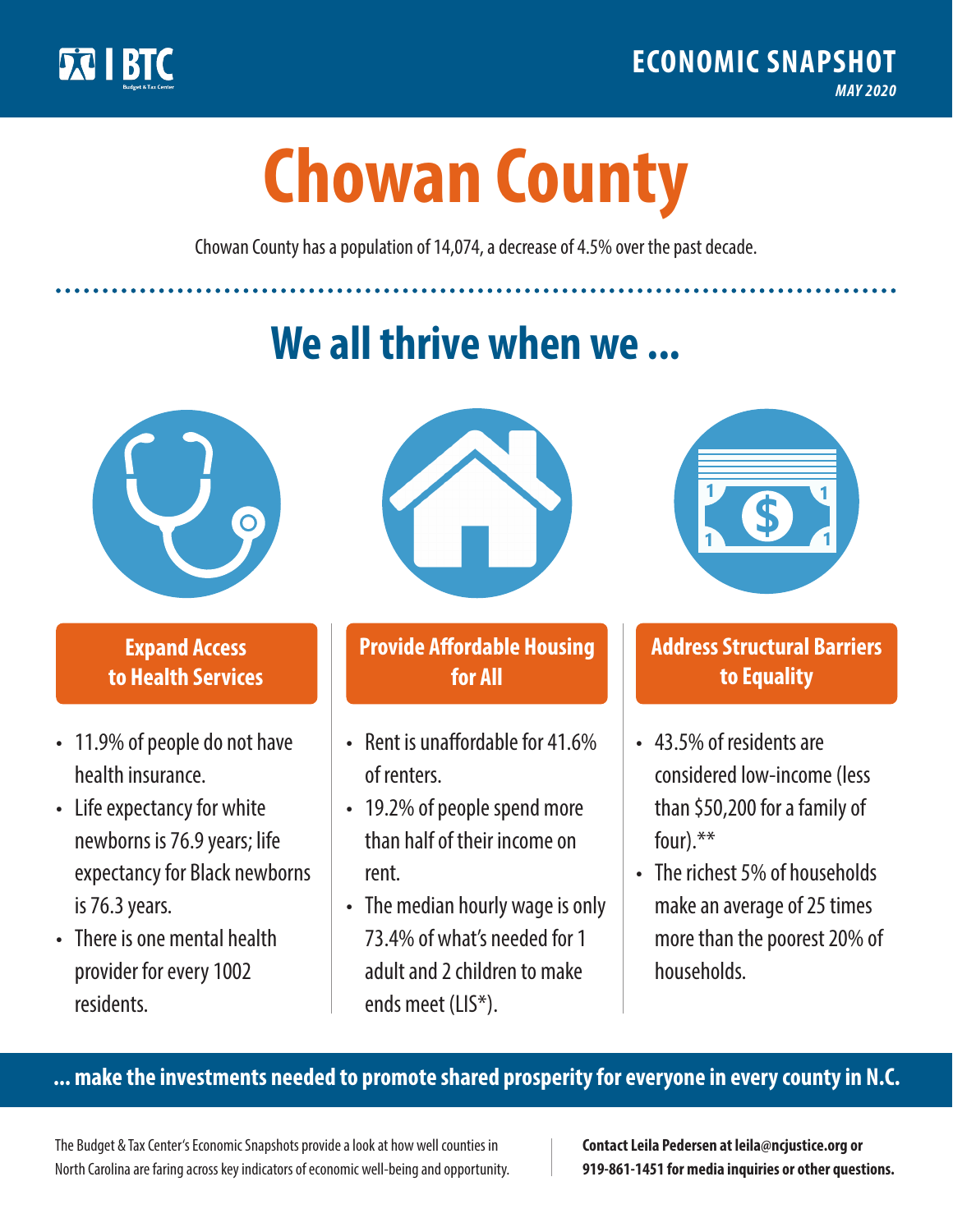BTC Budget & Tax Center

**ECONOMIC SNAPSHOT**
*MAY 2020*

# Chowan County

Chowan County has a population of 14,074, a decrease of 4.5% over the past decade.

## We all thrive when we ...

### Expand Access to Health Services

- 11.9% of people do not have health insurance.
- Life expectancy for white newborns is 76.9 years; life expectancy for Black newborns is 76.3 years.
- There is one mental health provider for every 1002 residents.

### Provide Affordable Housing for All

- Rent is unaffordable for 41.6% of renters.
- 19.2% of people spend more than half of their income on rent.
- The median hourly wage is only 73.4% of what's needed for 1 adult and 2 children to make ends meet (LIS*).

### Address Structural Barriers to Equality

- 43.5% of residents are considered low-income (less than $50,200 for a family of four).**
- The richest 5% of households make an average of 25 times more than the poorest 20% of households.

**... make the investments needed to promote shared prosperity for everyone in every county in N.C.**

The Budget & Tax Center's Economic Snapshots provide a look at how well counties in North Carolina are faring across key indicators of economic well-being and opportunity.

**Contact Leila Pedersen at leila@ncjustice.org or 919-861-1451 for media inquiries or other questions.**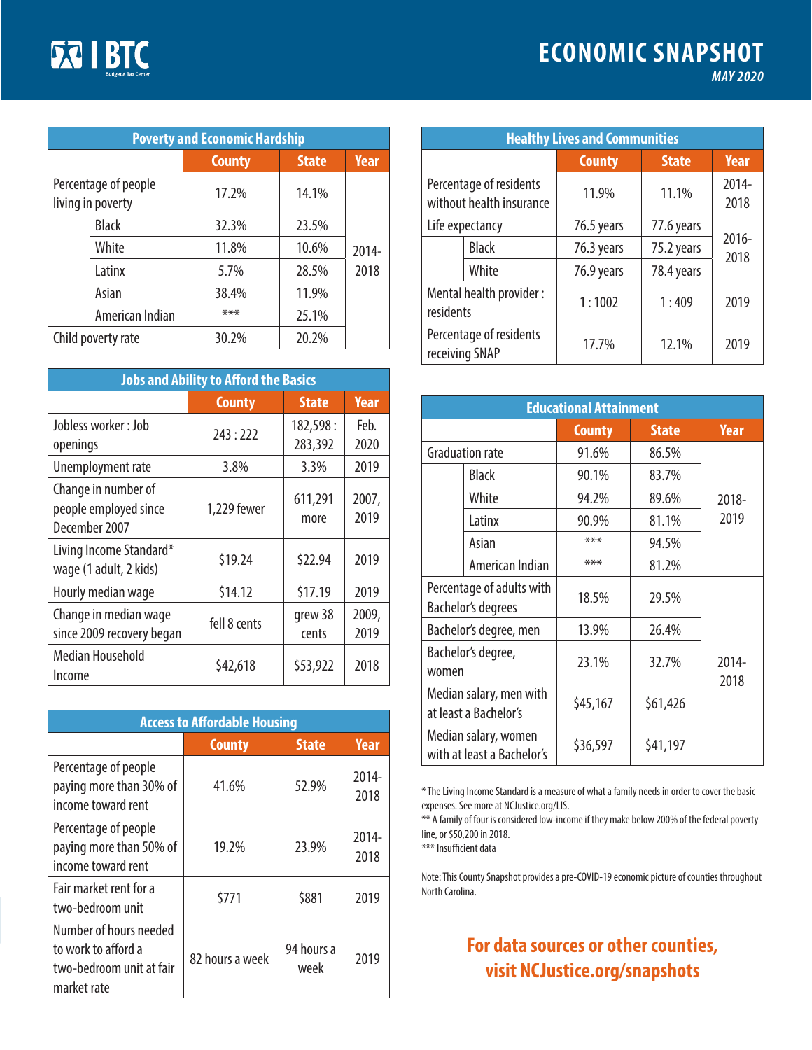# ECONOMIC SNAPSHOT

*MAY 2020*

## Poverty and Economic Hardship

| | | County | State | Year |
|---|---|---|---|---|
| Percentage of people living in poverty | | 17.2% | 14.1% | 2014-2018 |
| | Black | 32.3% | 23.5% | |
| | White | 11.8% | 10.6% | |
| | Latinx | 5.7% | 28.5% | |
| | Asian | 38.4% | 11.9% | |
| | American Indian | *** | 25.1% | |
| Child poverty rate | | 30.2% | 20.2% | |

## Jobs and Ability to Afford the Basics

| | County | State | Year |
|---|---|---|---|
| Jobless worker : Job openings | 243 : 222 | 182,598 : 283,392 | Feb. 2020 |
| Unemployment rate | 3.8% | 3.3% | 2019 |
| Change in number of people employed since December 2007 | 1,229 fewer | 611,291 more | 2007, 2019 |
| Living Income Standard* wage (1 adult, 2 kids) | $19.24 | $22.94 | 2019 |
| Hourly median wage | $14.12 | $17.19 | 2019 |
| Change in median wage since 2009 recovery began | fell 8 cents | grew 38 cents | 2009, 2019 |
| Median Household Income | $42,618 | $53,922 | 2018 |

## Access to Affordable Housing

| | County | State | Year |
|---|---|---|---|
| Percentage of people paying more than 30% of income toward rent | 41.6% | 52.9% | 2014-2018 |
| Percentage of people paying more than 50% of income toward rent | 19.2% | 23.9% | 2014-2018 |
| Fair market rent for a two-bedroom unit | $771 | $881 | 2019 |
| Number of hours needed to work to afford a two-bedroom unit at fair market rate | 82 hours a week | 94 hours a week | 2019 |

## Healthy Lives and Communities

| | | County | State | Year |
|---|---|---|---|---|
| Percentage of residents without health insurance | | 11.9% | 11.1% | 2014-2018 |
| Life expectancy | | 76.5 years | 77.6 years | 2016-2018 |
| | Black | 76.3 years | 75.2 years | |
| | White | 76.9 years | 78.4 years | |
| Mental health provider : residents | | 1 : 1002 | 1 : 409 | 2019 |
| Percentage of residents receiving SNAP | | 17.7% | 12.1% | 2019 |

## Educational Attainment

| | | County | State | Year |
|---|---|---|---|---|
| Graduation rate | | 91.6% | 86.5% | 2018-2019 |
| | Black | 90.1% | 83.7% | |
| | White | 94.2% | 89.6% | |
| | Latinx | 90.9% | 81.1% | |
| | Asian | *** | 94.5% | |
| | American Indian | *** | 81.2% | |
| Percentage of adults with Bachelor's degrees | | 18.5% | 29.5% | 2014-2018 |
| Bachelor's degree, men | | 13.9% | 26.4% | |
| Bachelor's degree, women | | 23.1% | 32.7% | |
| Median salary, men with at least a Bachelor's | | $45,167 | $61,426 | |
| Median salary, women with at least a Bachelor's | | $36,597 | $41,197 | |

* The Living Income Standard is a measure of what a family needs in order to cover the basic expenses. See more at NCJustice.org/LIS.

** A family of four is considered low-income if they make below 200% of the federal poverty line, or $50,200 in 2018.

*** Insufficient data

Note: This County Snapshot provides a pre-COVID-19 economic picture of counties throughout North Carolina.

**For data sources or other counties, visit NCJustice.org/snapshots**